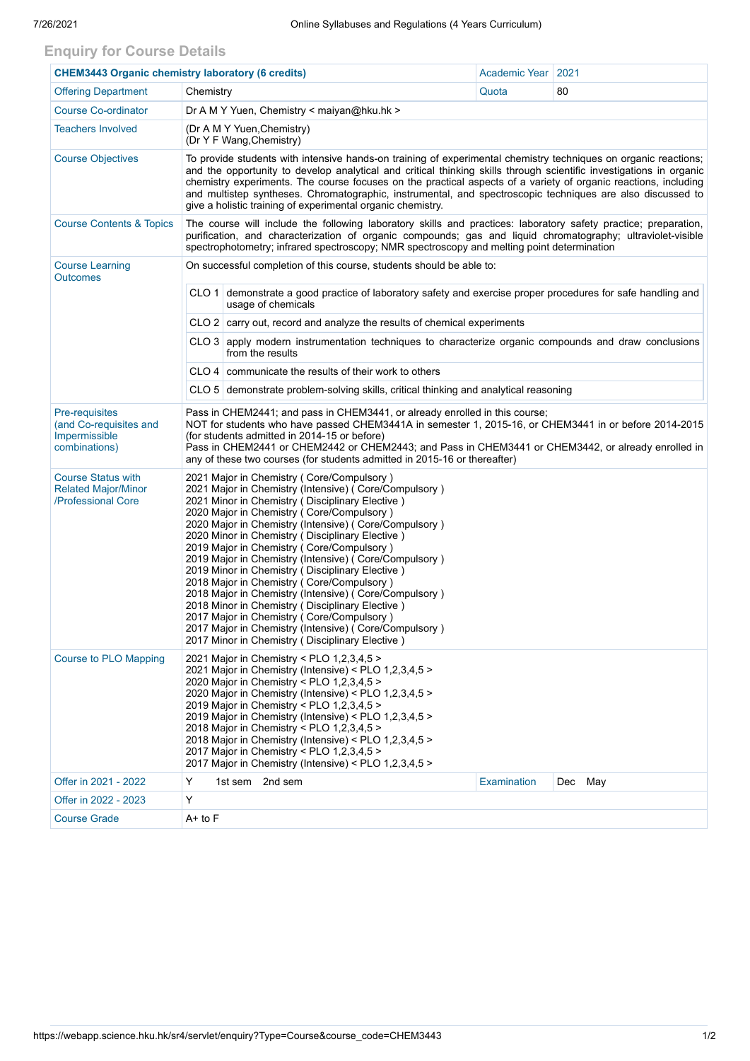## Enquiry for Course Details

| **CHEM3443 Organic chemistry laboratory (6 credits)** | | Academic Year | 2021 |
|---|---|---|---|
| Offering Department | Chemistry | Quota | 80 |
| Course Co-ordinator | Dr A M Y Yuen, Chemistry < maiyan@hku.hk > | | |
| Teachers Involved | (Dr A M Y Yuen,Chemistry)<br>(Dr Y F Wang,Chemistry) | | |
| Course Objectives | To provide students with intensive hands-on training of experimental chemistry techniques on organic reactions; and the opportunity to develop analytical and critical thinking skills through scientific investigations in organic chemistry experiments. The course focuses on the practical aspects of a variety of organic reactions, including and multistep syntheses. Chromatographic, instrumental, and spectroscopic techniques are also discussed to give a holistic training of experimental organic chemistry. | | |
| Course Contents & Topics | The course will include the following laboratory skills and practices: laboratory safety practice; preparation, purification, and characterization of organic compounds; gas and liquid chromatography; ultraviolet-visible spectrophotometry; infrared spectroscopy; NMR spectroscopy and melting point determination | | |
| Course Learning Outcomes | On successful completion of this course, students should be able to:<br>CLO 1 demonstrate a good practice of laboratory safety and exercise proper procedures for safe handling and usage of chemicals<br>CLO 2 carry out, record and analyze the results of chemical experiments<br>CLO 3 apply modern instrumentation techniques to characterize organic compounds and draw conclusions from the results<br>CLO 4 communicate the results of their work to others<br>CLO 5 demonstrate problem-solving skills, critical thinking and analytical reasoning | | |
| Pre-requisites (and Co-requisites and Impermissible combinations) | Pass in CHEM2441; and pass in CHEM3441, or already enrolled in this course;<br>NOT for students who have passed CHEM3441A in semester 1, 2015-16, or CHEM3441 in or before 2014-2015 (for students admitted in 2014-15 or before)<br>Pass in CHEM2441 or CHEM2442 or CHEM2443; and Pass in CHEM3441 or CHEM3442, or already enrolled in any of these two courses (for students admitted in 2015-16 or thereafter) | | |
| Course Status with Related Major/Minor /Professional Core | 2021 Major in Chemistry ( Core/Compulsory )<br>2021 Major in Chemistry (Intensive) ( Core/Compulsory )<br>2021 Minor in Chemistry ( Disciplinary Elective )<br>2020 Major in Chemistry ( Core/Compulsory )<br>2020 Major in Chemistry (Intensive) ( Core/Compulsory )<br>2020 Minor in Chemistry ( Disciplinary Elective )<br>2019 Major in Chemistry ( Core/Compulsory )<br>2019 Major in Chemistry (Intensive) ( Core/Compulsory )<br>2019 Minor in Chemistry ( Disciplinary Elective )<br>2018 Major in Chemistry ( Core/Compulsory )<br>2018 Major in Chemistry (Intensive) ( Core/Compulsory )<br>2018 Minor in Chemistry ( Disciplinary Elective )<br>2017 Major in Chemistry ( Core/Compulsory )<br>2017 Major in Chemistry (Intensive) ( Core/Compulsory )<br>2017 Minor in Chemistry ( Disciplinary Elective ) | | |
| Course to PLO Mapping | 2021 Major in Chemistry < PLO 1,2,3,4,5 ><br>2021 Major in Chemistry (Intensive) < PLO 1,2,3,4,5 ><br>2020 Major in Chemistry < PLO 1,2,3,4,5 ><br>2020 Major in Chemistry (Intensive) < PLO 1,2,3,4,5 ><br>2019 Major in Chemistry < PLO 1,2,3,4,5 ><br>2019 Major in Chemistry (Intensive) < PLO 1,2,3,4,5 ><br>2018 Major in Chemistry < PLO 1,2,3,4,5 ><br>2018 Major in Chemistry (Intensive) < PLO 1,2,3,4,5 ><br>2017 Major in Chemistry < PLO 1,2,3,4,5 ><br>2017 Major in Chemistry (Intensive) < PLO 1,2,3,4,5 > | | |
| Offer in 2021 - 2022 | Y 1st sem 2nd sem | Examination | Dec May |
| Offer in 2022 - 2023 | Y | | |
| Course Grade | A+ to F | | |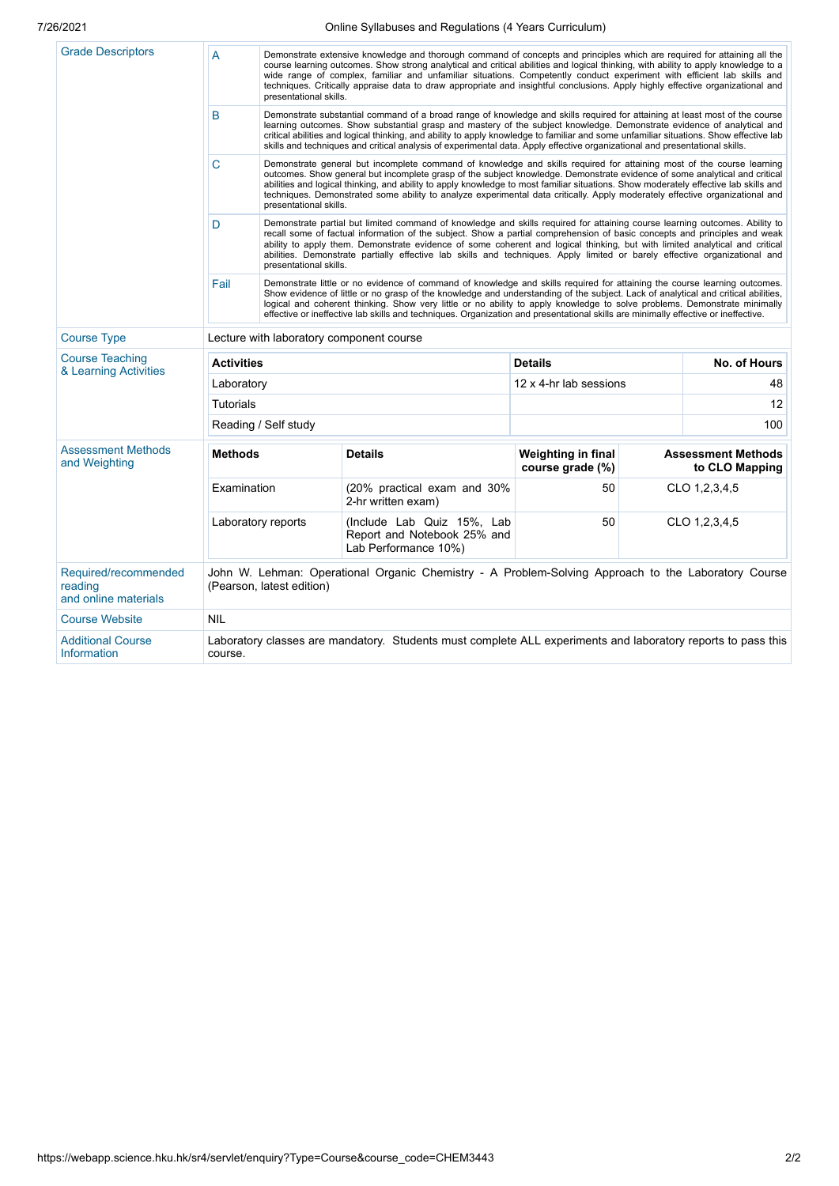| | |
|---|---|
| Grade Descriptors | **A** — Demonstrate extensive knowledge and thorough command of concepts and principles which are required for attaining all the course learning outcomes. Show strong analytical and critical abilities and logical thinking, with ability to apply knowledge to a wide range of complex, familiar and unfamiliar situations. Competently conduct experiment with efficient lab skills and techniques. Critically appraise data to draw appropriate and insightful conclusions. Apply highly effective organizational and presentational skills.<br>**B** — Demonstrate substantial command of a broad range of knowledge and skills required for attaining at least most of the course learning outcomes. Show substantial grasp and mastery of the subject knowledge. Demonstrate evidence of analytical and critical abilities and logical thinking, and ability to apply knowledge to familiar and some unfamiliar situations. Show effective lab skills and techniques and critical analysis of experimental data. Apply effective organizational and presentational skills.<br>**C** — Demonstrate general but incomplete command of knowledge and skills required for attaining most of the course learning outcomes. Show general but incomplete grasp of the subject knowledge. Demonstrate evidence of some analytical and critical abilities and logical thinking, and ability to apply knowledge to most familiar situations. Show moderately effective lab skills and techniques. Demonstrated some ability to analyze experimental data critically. Apply moderately effective organizational and presentational skills.<br>**D** — Demonstrate partial but limited command of knowledge and skills required for attaining course learning outcomes. Ability to recall some of factual information of the subject. Show a partial comprehension of basic concepts and principles and weak ability to apply them. Demonstrate evidence of some coherent and logical thinking, but with limited analytical and critical abilities. Demonstrate partially effective lab skills and techniques. Apply limited or barely effective organizational and presentational skills.<br>**Fail** — Demonstrate little or no evidence of command of knowledge and skills required for attaining the course learning outcomes. Show evidence of little or no grasp of the knowledge and understanding of the subject. Lack of analytical and critical abilities, logical and coherent thinking. Show very little or no ability to apply knowledge to solve problems. Demonstrate minimally effective or ineffective lab skills and techniques. Organization and presentational skills are minimally effective or ineffective. |
| Course Type | Lecture with laboratory component course |

**Course Teaching & Learning Activities**

| Activities | Details | No. of Hours |
|---|---|---|
| Laboratory | 12 x 4-hr lab sessions | 48 |
| Tutorials | | 12 |
| Reading / Self study | | 100 |

**Assessment Methods and Weighting**

| Methods | Details | Weighting in final course grade (%) | Assessment Methods to CLO Mapping |
|---|---|---|---|
| Examination | (20% practical exam and 30% 2-hr written exam) | 50 | CLO 1,2,3,4,5 |
| Laboratory reports | (Include Lab Quiz 15%, Lab Report and Notebook 25% and Lab Performance 10%) | 50 | CLO 1,2,3,4,5 |

| | |
|---|---|
| Required/recommended reading and online materials | John W. Lehman: Operational Organic Chemistry - A Problem-Solving Approach to the Laboratory Course (Pearson, latest edition) |
| Course Website | NIL |
| Additional Course Information | Laboratory classes are mandatory. Students must complete ALL experiments and laboratory reports to pass this course. |